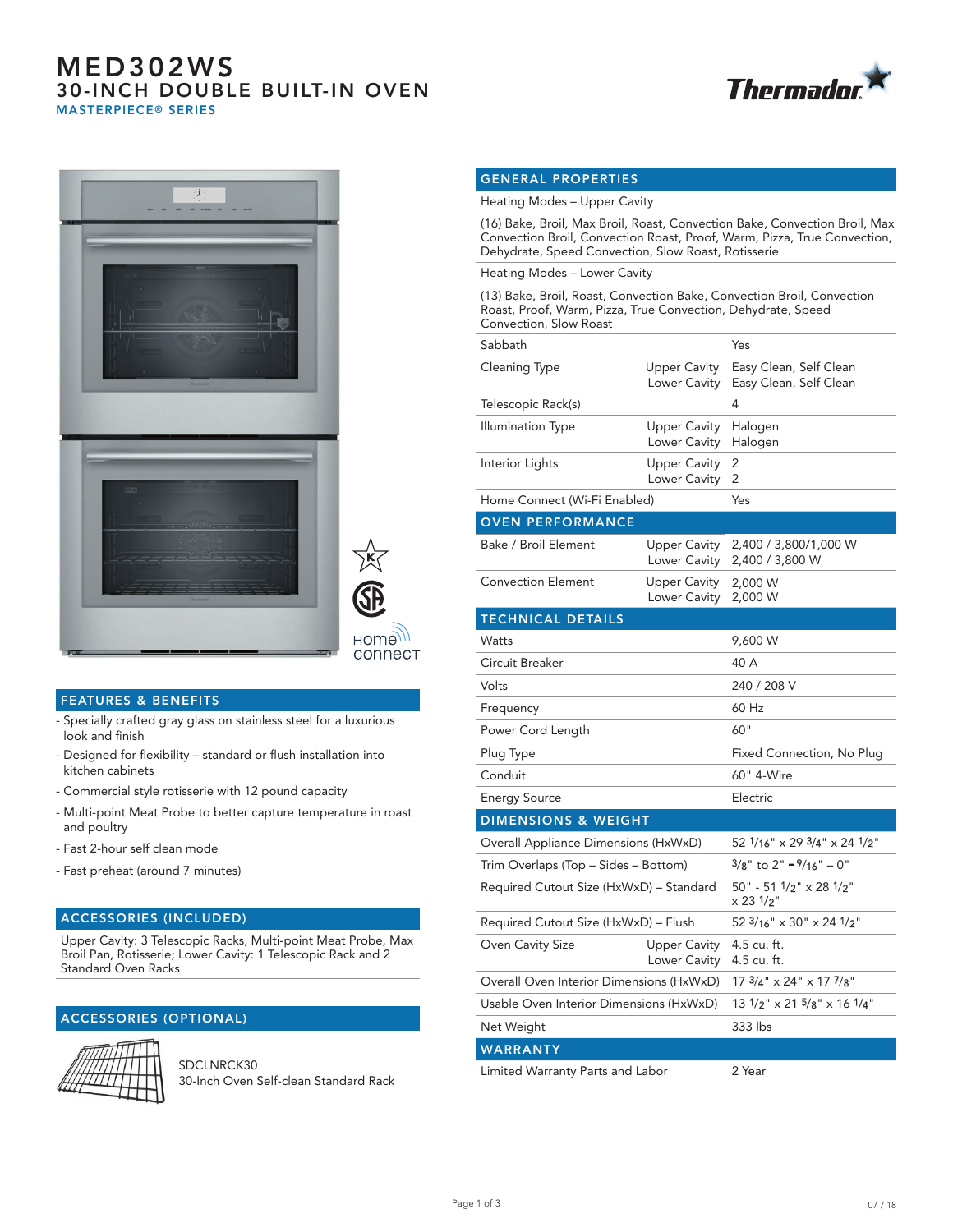# MED302WS

## 30-INCH DOUBLE BUILT-IN OVEN

### MASTERPIECE® SERIES

Thermador

Home connect

## FEATURES & BENEFITS

- Specially crafted gray glass on stainless steel for a luxurious look and finish
- Designed for flexibility – standard or flush installation into kitchen cabinets
- Commercial style rotisserie with 12 pound capacity
- Multi-point Meat Probe to better capture temperature in roast and poultry
- Fast 2-hour self clean mode
- Fast preheat (around 7 minutes)

## ACCESSORIES (INCLUDED)

Upper Cavity: 3 Telescopic Racks, Multi-point Meat Probe, Max Broil Pan, Rotisserie; Lower Cavity: 1 Telescopic Rack and 2 Standard Oven Racks

## ACCESSORIES (OPTIONAL)

SDCLNRCK30
30-Inch Oven Self-clean Standard Rack

## GENERAL PROPERTIES

Heating Modes – Upper Cavity

(16) Bake, Broil, Max Broil, Roast, Convection Bake, Convection Broil, Max Convection Broil, Convection Roast, Proof, Warm, Pizza, True Convection, Dehydrate, Speed Convection, Slow Roast, Rotisserie

Heating Modes – Lower Cavity

(13) Bake, Broil, Roast, Convection Bake, Convection Broil, Convection Roast, Proof, Warm, Pizza, True Convection, Dehydrate, Speed Convection, Slow Roast

| Property | | Value |
|---|---|---|
| Sabbath | | Yes |
| Cleaning Type | Upper Cavity | Easy Clean, Self Clean |
| | Lower Cavity | Easy Clean, Self Clean |
| Telescopic Rack(s) | | 4 |
| Illumination Type | Upper Cavity | Halogen |
| | Lower Cavity | Halogen |
| Interior Lights | Upper Cavity | 2 |
| | Lower Cavity | 2 |
| Home Connect (Wi-Fi Enabled) | | Yes |

## OVEN PERFORMANCE

| Property | | Value |
|---|---|---|
| Bake / Broil Element | Upper Cavity | 2,400 / 3,800/1,000 W |
| | Lower Cavity | 2,400 / 3,800 W |
| Convection Element | Upper Cavity | 2,000 W |
| | Lower Cavity | 2,000 W |

## TECHNICAL DETAILS

| Property | Value |
|---|---|
| Watts | 9,600 W |
| Circuit Breaker | 40 A |
| Volts | 240 / 208 V |
| Frequency | 60 Hz |
| Power Cord Length | 60" |
| Plug Type | Fixed Connection, No Plug |
| Conduit | 60" 4-Wire |
| Energy Source | Electric |

## DIMENSIONS & WEIGHT

| Property | | Value |
|---|---|---|
| Overall Appliance Dimensions (HxWxD) | | 52 1/16" x 29 3/4" x 24 1/2" |
| Trim Overlaps (Top – Sides – Bottom) | | 3/8" to 2" – 9/16" – 0" |
| Required Cutout Size (HxWxD) – Standard | | 50" - 51 1/2" x 28 1/2" x 23 1/2" |
| Required Cutout Size (HxWxD) – Flush | | 52 3/16" x 30" x 24 1/2" |
| Oven Cavity Size | Upper Cavity | 4.5 cu. ft. |
| | Lower Cavity | 4.5 cu. ft. |
| Overall Oven Interior Dimensions (HxWxD) | | 17 3/4" x 24" x 17 7/8" |
| Usable Oven Interior Dimensions (HxWxD) | | 13 1/2" x 21 5/8" x 16 1/4" |
| Net Weight | | 333 lbs |

## WARRANTY

| Property | Value |
|---|---|
| Limited Warranty Parts and Labor | 2 Year |

07 / 18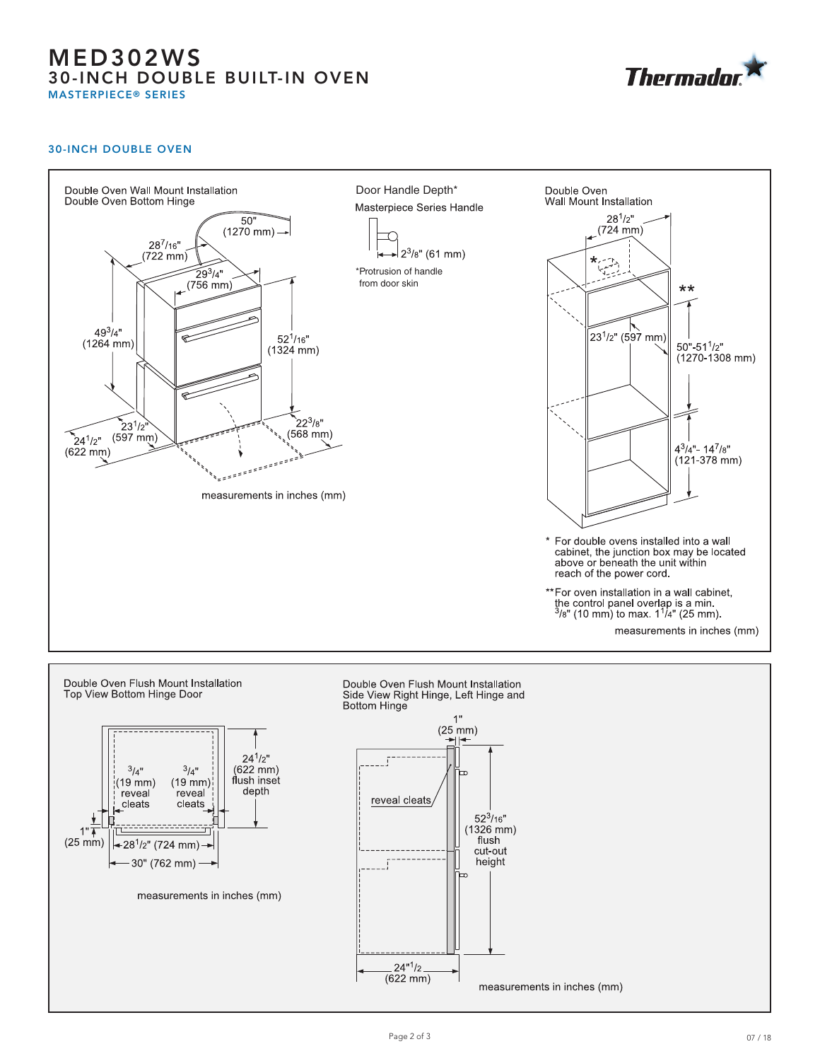# MED302WS

## 30-INCH DOUBLE BUILT-IN OVEN

MASTERPIECE® SERIES

### 30-INCH DOUBLE OVEN

Double Oven Wall Mount Installation
Double Oven Bottom Hinge

50" (1270 mm)
28 7/16" (722 mm)
29 3/4" (756 mm)
49 3/4" (1264 mm)
52 1/16" (1324 mm)
23 1/2" (597 mm)
24 1/2" (622 mm)
22 3/8" (568 mm)

measurements in inches (mm)

Door Handle Depth*

Masterpiece Series Handle

2 3/8" (61 mm)

*Protrusion of handle from door skin

Double Oven
Wall Mount Installation

28 1/2" (724 mm)
23 1/2" (597 mm)
50"-51 1/2" (1270-1308 mm)
4 3/4"- 14 7/8" (121-378 mm)

* For double ovens installed into a wall cabinet, the junction box may be located above or beneath the unit within reach of the power cord.

**For oven installation in a wall cabinet, the control panel overlap is a min. 3/8" (10 mm) to max. 1 1/4" (25 mm).

measurements in inches (mm)

Double Oven Flush Mount Installation
Top View Bottom Hinge Door

3/4" (19 mm) reveal cleats
3/4" (19 mm) reveal cleats
24 1/2" (622 mm) flush inset depth
1" (25 mm)
28 1/2" (724 mm)
30" (762 mm)

measurements in inches (mm)

Double Oven Flush Mount Installation
Side View Right Hinge, Left Hinge and Bottom Hinge

1" (25 mm)
reveal cleats
52 3/16" (1326 mm) flush cut-out height
24"1/2 (622 mm)

measurements in inches (mm)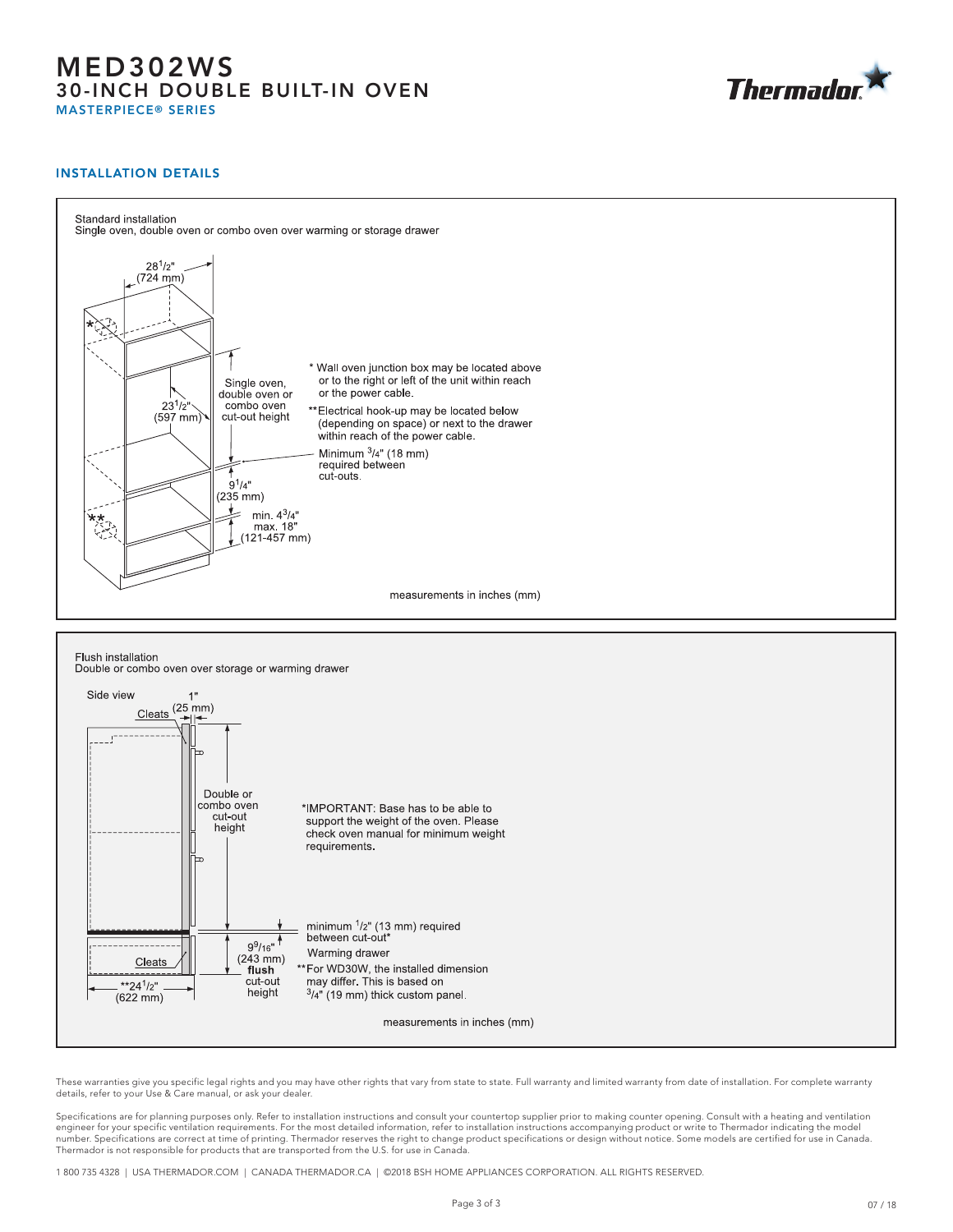# MED302WS
## 30-INCH DOUBLE BUILT-IN OVEN
MASTERPIECE® SERIES

Thermador

### INSTALLATION DETAILS

Standard installation
Single oven, double oven or combo oven over warming or storage drawer

28 1/2" (724 mm)

23 1/2" (597 mm)

Single oven, double oven or combo oven cut-out height

9 1/4" (235 mm)

min. 4 3/4" max. 18" (121-457 mm)

\* Wall oven junction box may be located above or to the right or left of the unit within reach or the power cable.

\*\*Electrical hook-up may be located below (depending on space) or next to the drawer within reach of the power cable.

Minimum 3/4" (18 mm) required between cut-outs.

measurements in inches (mm)

Flush installation
Double or combo oven over storage or warming drawer

Side view

Cleats

1" (25 mm)

Double or combo oven cut-out height

\*IMPORTANT: Base has to be able to support the weight of the oven. Please check oven manual for minimum weight requirements.

9 9/16" (243 mm) **flush** cut-out height

minimum 1/2" (13 mm) required between cut-out\*

Warming drawer

Cleats

\*\*24 1/2" (622 mm)

\*\*For WD30W, the installed dimension may differ. This is based on 3/4" (19 mm) thick custom panel.

measurements in inches (mm)

These warranties give you specific legal rights and you may have other rights that vary from state to state. Full warranty and limited warranty from date of installation. For complete warranty details, refer to your Use & Care manual, or ask your dealer.

Specifications are for planning purposes only. Refer to installation instructions and consult your countertop supplier prior to making counter opening. Consult with a heating and ventilation engineer for your specific ventilation requirements. For the most detailed information, refer to installation instructions accompanying product or write to Thermador indicating the model number. Specifications are correct at time of printing. Thermador reserves the right to change product specifications or design without notice. Some models are certified for use in Canada. Thermador is not responsible for products that are transported from the U.S. for use in Canada.

1 800 735 4328 | USA THERMADOR.COM | CANADA THERMADOR.CA | ©2018 BSH HOME APPLIANCES CORPORATION. ALL RIGHTS RESERVED.

07 / 18